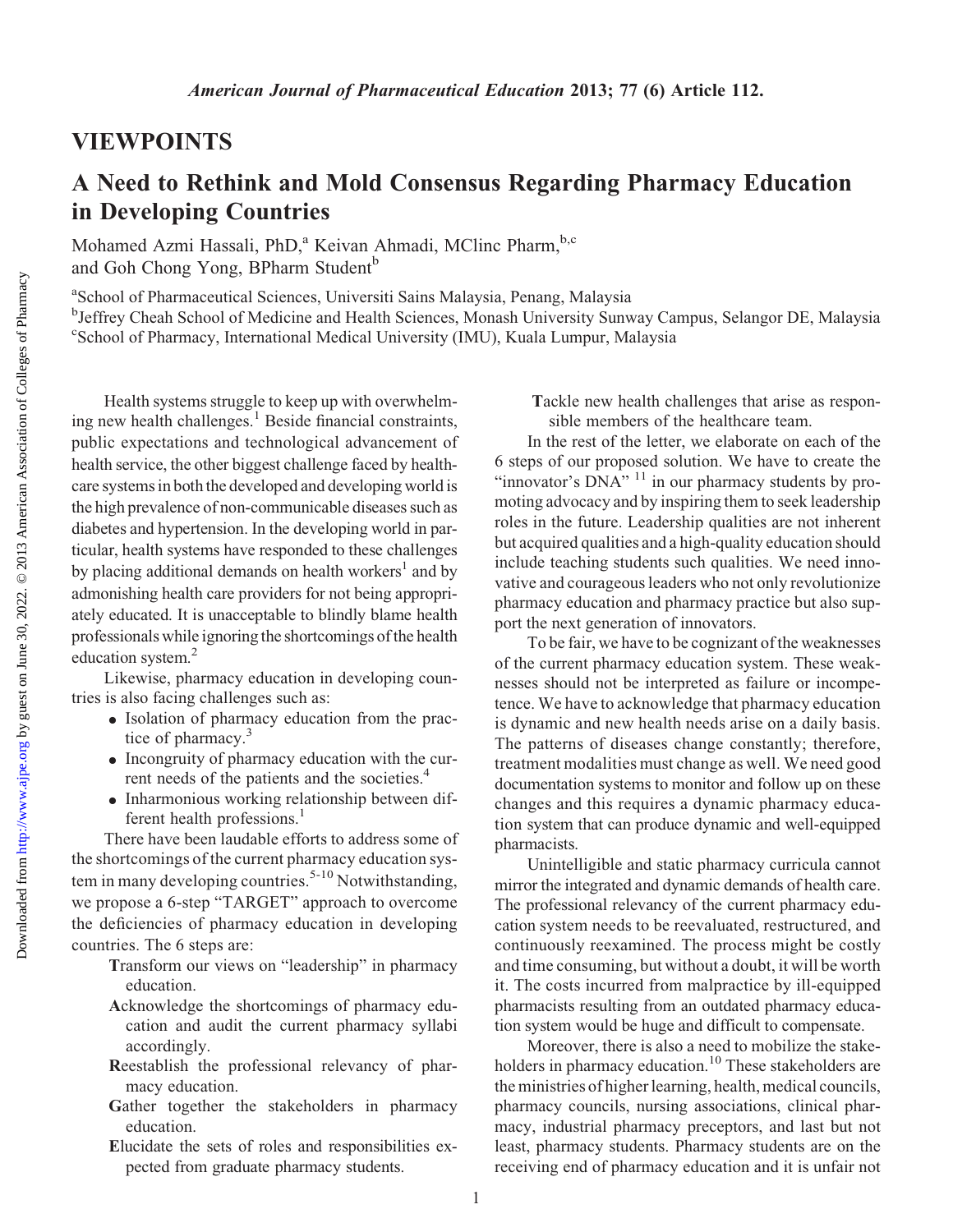## VIEWPOINTS

# A Need to Rethink and Mold Consensus Regarding Pharmacy Education in Developing Countries

Mohamed Azmi Hassali, PhD,[a] Keivan Ahmadi, MClinc Pharm,[b,c] and Goh Chong Yong, BPharm Student[b]

[a]School of Pharmaceutical Sciences, Universiti Sains Malaysia, Penang, Malaysia
[b]Jeffrey Cheah School of Medicine and Health Sciences, Monash University Sunway Campus, Selangor DE, Malaysia
[c]School of Pharmacy, International Medical University (IMU), Kuala Lumpur, Malaysia

Health systems struggle to keep up with overwhelming new health challenges.[1] Beside financial constraints, public expectations and technological advancement of health service, the other biggest challenge faced by healthcare systems in both the developed and developing world is the high prevalence of non-communicable diseases such as diabetes and hypertension. In the developing world in particular, health systems have responded to these challenges by placing additional demands on health workers[1] and by admonishing health care providers for not being appropriately educated. It is unacceptable to blindly blame health professionals while ignoring the shortcomings of the health education system.[2]

Likewise, pharmacy education in developing countries is also facing challenges such as:

- Isolation of pharmacy education from the practice of pharmacy.[3]
- Incongruity of pharmacy education with the current needs of the patients and the societies.[4]
- Inharmonious working relationship between different health professions.[1]

There have been laudable efforts to address some of the shortcomings of the current pharmacy education system in many developing countries.[5-10] Notwithstanding, we propose a 6-step "TARGET" approach to overcome the deficiencies of pharmacy education in developing countries. The 6 steps are:

**T**ransform our views on "leadership" in pharmacy education.
**A**cknowledge the shortcomings of pharmacy education and audit the current pharmacy syllabi accordingly.
**R**eestablish the professional relevancy of pharmacy education.
**G**ather together the stakeholders in pharmacy education.
**E**lucidate the sets of roles and responsibilities expected from graduate pharmacy students.
**T**ackle new health challenges that arise as responsible members of the healthcare team.

In the rest of the letter, we elaborate on each of the 6 steps of our proposed solution. We have to create the "innovator's DNA" [11] in our pharmacy students by promoting advocacy and by inspiring them to seek leadership roles in the future. Leadership qualities are not inherent but acquired qualities and a high-quality education should include teaching students such qualities. We need innovative and courageous leaders who not only revolutionize pharmacy education and pharmacy practice but also support the next generation of innovators.

To be fair, we have to be cognizant of the weaknesses of the current pharmacy education system. These weaknesses should not be interpreted as failure or incompetence. We have to acknowledge that pharmacy education is dynamic and new health needs arise on a daily basis. The patterns of diseases change constantly; therefore, treatment modalities must change as well. We need good documentation systems to monitor and follow up on these changes and this requires a dynamic pharmacy education system that can produce dynamic and well-equipped pharmacists.

Unintelligible and static pharmacy curricula cannot mirror the integrated and dynamic demands of health care. The professional relevancy of the current pharmacy education system needs to be reevaluated, restructured, and continuously reexamined. The process might be costly and time consuming, but without a doubt, it will be worth it. The costs incurred from malpractice by ill-equipped pharmacists resulting from an outdated pharmacy education system would be huge and difficult to compensate.

Moreover, there is also a need to mobilize the stakeholders in pharmacy education.[10] These stakeholders are the ministries of higher learning, health, medical councils, pharmacy councils, nursing associations, clinical pharmacy, industrial pharmacy preceptors, and last but not least, pharmacy students. Pharmacy students are on the receiving end of pharmacy education and it is unfair not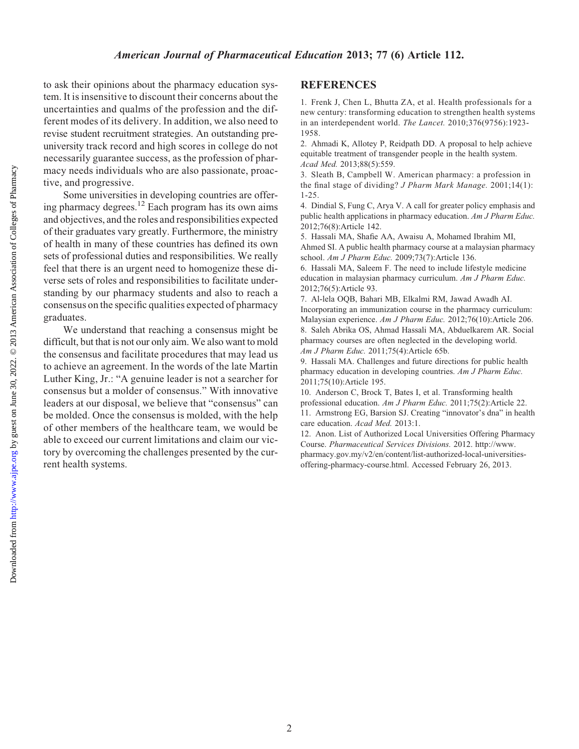to ask their opinions about the pharmacy education system. It is insensitive to discount their concerns about the uncertainties and qualms of the profession and the different modes of its delivery. In addition, we also need to revise student recruitment strategies. An outstanding pre-university track record and high scores in college do not necessarily guarantee success, as the profession of pharmacy needs individuals who are also passionate, proactive, and progressive.

Some universities in developing countries are offering pharmacy degrees.[12] Each program has its own aims and objectives, and the roles and responsibilities expected of their graduates vary greatly. Furthermore, the ministry of health in many of these countries has defined its own sets of professional duties and responsibilities. We really feel that there is an urgent need to homogenize these diverse sets of roles and responsibilities to facilitate understanding by our pharmacy students and also to reach a consensus on the specific qualities expected of pharmacy graduates.

We understand that reaching a consensus might be difficult, but that is not our only aim. We also want to mold the consensus and facilitate procedures that may lead us to achieve an agreement. In the words of the late Martin Luther King, Jr.: "A genuine leader is not a searcher for consensus but a molder of consensus." With innovative leaders at our disposal, we believe that "consensus" can be molded. Once the consensus is molded, with the help of other members of the healthcare team, we would be able to exceed our current limitations and claim our victory by overcoming the challenges presented by the current health systems.

## REFERENCES

1. Frenk J, Chen L, Bhutta ZA, et al. Health professionals for a new century: transforming education to strengthen health systems in an interdependent world. *The Lancet.* 2010;376(9756):1923-1958.
2. Ahmadi K, Allotey P, Reidpath DD. A proposal to help achieve equitable treatment of transgender people in the health system. *Acad Med.* 2013;88(5):559.
3. Sleath B, Campbell W. American pharmacy: a profession in the final stage of dividing? *J Pharm Mark Manage.* 2001;14(1):1-25.
4. Dindial S, Fung C, Arya V. A call for greater policy emphasis and public health applications in pharmacy education. *Am J Pharm Educ.* 2012;76(8):Article 142.
5. Hassali MA, Shafie AA, Awaisu A, Mohamed Ibrahim MI, Ahmed SI. A public health pharmacy course at a malaysian pharmacy school. *Am J Pharm Educ.* 2009;73(7):Article 136.
6. Hassali MA, Saleem F. The need to include lifestyle medicine education in malaysian pharmacy curriculum. *Am J Pharm Educ.* 2012;76(5):Article 93.
7. Al-lela OQB, Bahari MB, Elkalmi RM, Jawad Awadh AI. Incorporating an immunization course in the pharmacy curriculum: Malaysian experience. *Am J Pharm Educ.* 2012;76(10):Article 206.
8. Saleh Abrika OS, Ahmad Hassali MA, Abduelkarem AR. Social pharmacy courses are often neglected in the developing world. *Am J Pharm Educ.* 2011;75(4):Article 65b.
9. Hassali MA. Challenges and future directions for public health pharmacy education in developing countries. *Am J Pharm Educ.* 2011;75(10):Article 195.
10. Anderson C, Brock T, Bates I, et al. Transforming health professional education. *Am J Pharm Educ.* 2011;75(2):Article 22.
11. Armstrong EG, Barsion SJ. Creating "innovator's dna" in health care education. *Acad Med.* 2013:1.
12. Anon. List of Authorized Local Universities Offering Pharmacy Course. *Pharmaceutical Services Divisions.* 2012. http://www.pharmacy.gov.my/v2/en/content/list-authorized-local-universities-offering-pharmacy-course.html. Accessed February 26, 2013.